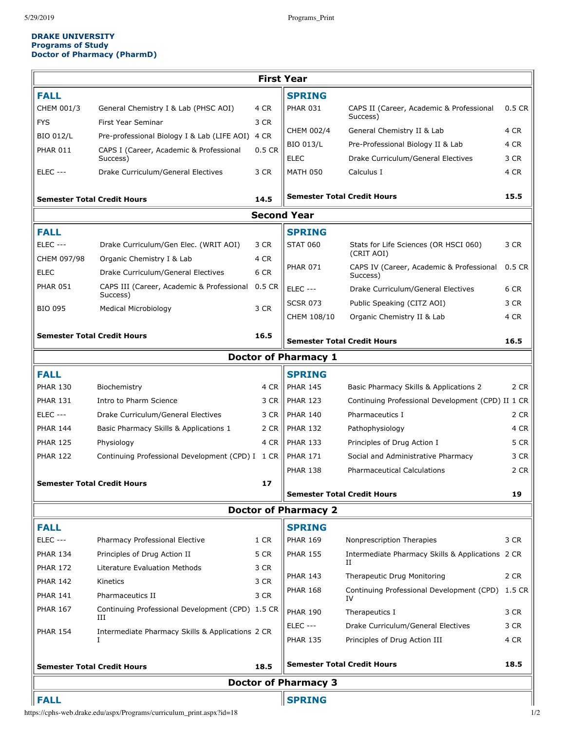**DRAKE UNIVERSITY**
**Programs of Study**
**Doctor of Pharmacy (PharmD)**

## First Year

### FALL

| Course | Title | Credits |
|---|---|---|
| CHEM 001/3 | General Chemistry I & Lab (PHSC AOI) | 4 CR |
| FYS | First Year Seminar | 3 CR |
| BIO 012/L | Pre-professional Biology I & Lab (LIFE AOI) | 4 CR |
| PHAR 011 | CAPS I (Career, Academic & Professional Success) | 0.5 CR |
| ELEC --- | Drake Curriculum/General Electives | 3 CR |
| **Semester Total Credit Hours** | | **14.5** |

### SPRING

| Course | Title | Credits |
|---|---|---|
| PHAR 031 | CAPS II (Career, Academic & Professional Success) | 0.5 CR |
| CHEM 002/4 | General Chemistry II & Lab | 4 CR |
| BIO 013/L | Pre-Professional Biology II & Lab | 4 CR |
| ELEC | Drake Curriculum/General Electives | 3 CR |
| MATH 050 | Calculus I | 4 CR |
| **Semester Total Credit Hours** | | **15.5** |

## Second Year

### FALL

| Course | Title | Credits |
|---|---|---|
| ELEC --- | Drake Curriculum/Gen Elec. (WRIT AOI) | 3 CR |
| CHEM 097/98 | Organic Chemistry I & Lab | 4 CR |
| ELEC | Drake Curriculum/General Electives | 6 CR |
| PHAR 051 | CAPS III (Career, Academic & Professional Success) | 0.5 CR |
| BIO 095 | Medical Microbiology | 3 CR |
| **Semester Total Credit Hours** | | **16.5** |

### SPRING

| Course | Title | Credits |
|---|---|---|
| STAT 060 | Stats for Life Sciences (OR HSCI 060) (CRIT AOI) | 3 CR |
| PHAR 071 | CAPS IV (Career, Academic & Professional Success) | 0.5 CR |
| ELEC --- | Drake Curriculum/General Electives | 6 CR |
| SCSR 073 | Public Speaking (CITZ AOI) | 3 CR |
| CHEM 108/10 | Organic Chemistry II & Lab | 4 CR |
| **Semester Total Credit Hours** | | **16.5** |

## Doctor of Pharmacy 1

### FALL

| Course | Title | Credits |
|---|---|---|
| PHAR 130 | Biochemistry | 4 CR |
| PHAR 131 | Intro to Pharm Science | 3 CR |
| ELEC --- | Drake Curriculum/General Electives | 3 CR |
| PHAR 144 | Basic Pharmacy Skills & Applications 1 | 2 CR |
| PHAR 125 | Physiology | 4 CR |
| PHAR 122 | Continuing Professional Development (CPD) I | 1 CR |
| **Semester Total Credit Hours** | | **17** |

### SPRING

| Course | Title | Credits |
|---|---|---|
| PHAR 145 | Basic Pharmacy Skills & Applications 2 | 2 CR |
| PHAR 123 | Continuing Professional Development (CPD) II | 1 CR |
| PHAR 140 | Pharmaceutics I | 2 CR |
| PHAR 132 | Pathophysiology | 4 CR |
| PHAR 133 | Principles of Drug Action I | 5 CR |
| PHAR 171 | Social and Administrative Pharmacy | 3 CR |
| PHAR 138 | Pharmaceutical Calculations | 2 CR |
| **Semester Total Credit Hours** | | **19** |

## Doctor of Pharmacy 2

### FALL

| Course | Title | Credits |
|---|---|---|
| ELEC --- | Pharmacy Professional Elective | 1 CR |
| PHAR 134 | Principles of Drug Action II | 5 CR |
| PHAR 172 | Literature Evaluation Methods | 3 CR |
| PHAR 142 | Kinetics | 3 CR |
| PHAR 141 | Pharmaceutics II | 3 CR |
| PHAR 167 | Continuing Professional Development (CPD) III | 1.5 CR |
| PHAR 154 | Intermediate Pharmacy Skills & Applications I | 2 CR |
| **Semester Total Credit Hours** | | **18.5** |

### SPRING

| Course | Title | Credits |
|---|---|---|
| PHAR 169 | Nonprescription Therapies | 3 CR |
| PHAR 155 | Intermediate Pharmacy Skills & Applications II | 2 CR |
| PHAR 143 | Therapeutic Drug Monitoring | 2 CR |
| PHAR 168 | Continuing Professional Development (CPD) IV | 1.5 CR |
| PHAR 190 | Therapeutics I | 3 CR |
| ELEC --- | Drake Curriculum/General Electives | 3 CR |
| PHAR 135 | Principles of Drug Action III | 4 CR |
| **Semester Total Credit Hours** | | **18.5** |

## Doctor of Pharmacy 3

### FALL

### SPRING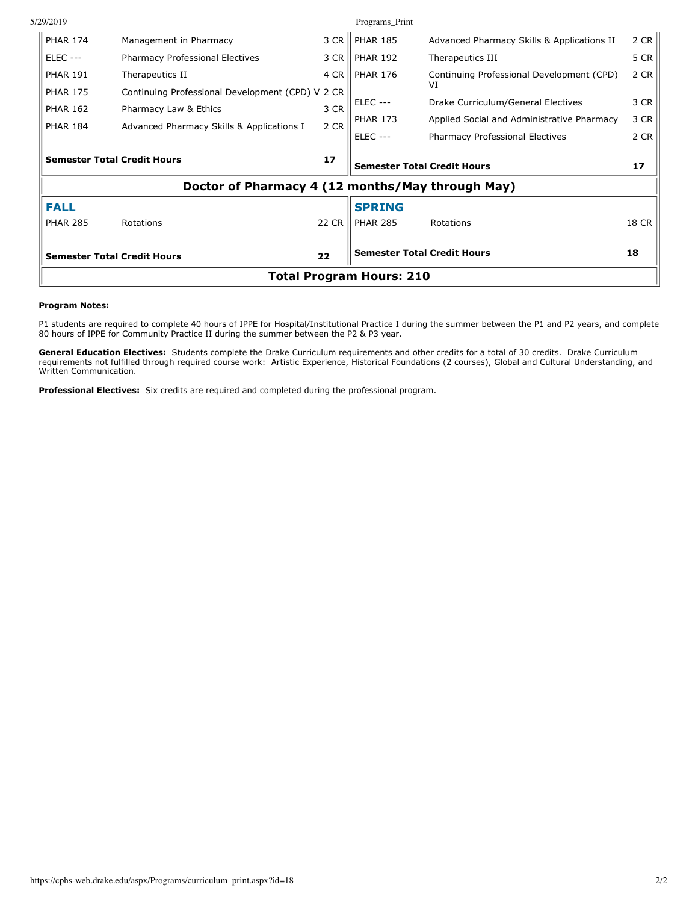| | | | | | |
|---|---|---|---|---|---|
| PHAR 174 | Management in Pharmacy | 3 CR | PHAR 185 | Advanced Pharmacy Skills & Applications II | 2 CR |
| ELEC --- | Pharmacy Professional Electives | 3 CR | PHAR 192 | Therapeutics III | 5 CR |
| PHAR 191 | Therapeutics II | 4 CR | PHAR 176 | Continuing Professional Development (CPD) VI | 2 CR |
| PHAR 175 | Continuing Professional Development (CPD) V | 2 CR | ELEC --- | Drake Curriculum/General Electives | 3 CR |
| PHAR 162 | Pharmacy Law & Ethics | 3 CR | PHAR 173 | Applied Social and Administrative Pharmacy | 3 CR |
| PHAR 184 | Advanced Pharmacy Skills & Applications I | 2 CR | ELEC --- | Pharmacy Professional Electives | 2 CR |
| **Semester Total Credit Hours** | | **17** | **Semester Total Credit Hours** | | **17** |

## Doctor of Pharmacy 4 (12 months/May through May)

| **FALL** | | | **SPRING** | | |
|---|---|---|---|---|---|
| PHAR 285 | Rotations | 22 CR | PHAR 285 | Rotations | 18 CR |
| **Semester Total Credit Hours** | | **22** | **Semester Total Credit Hours** | | **18** |

**Total Program Hours: 210**

**Program Notes:**

P1 students are required to complete 40 hours of IPPE for Hospital/Institutional Practice I during the summer between the P1 and P2 years, and complete 80 hours of IPPE for Community Practice II during the summer between the P2 & P3 year.

**General Education Electives:** Students complete the Drake Curriculum requirements and other credits for a total of 30 credits. Drake Curriculum requirements not fulfilled through required course work: Artistic Experience, Historical Foundations (2 courses), Global and Cultural Understanding, and Written Communication.

**Professional Electives:** Six credits are required and completed during the professional program.